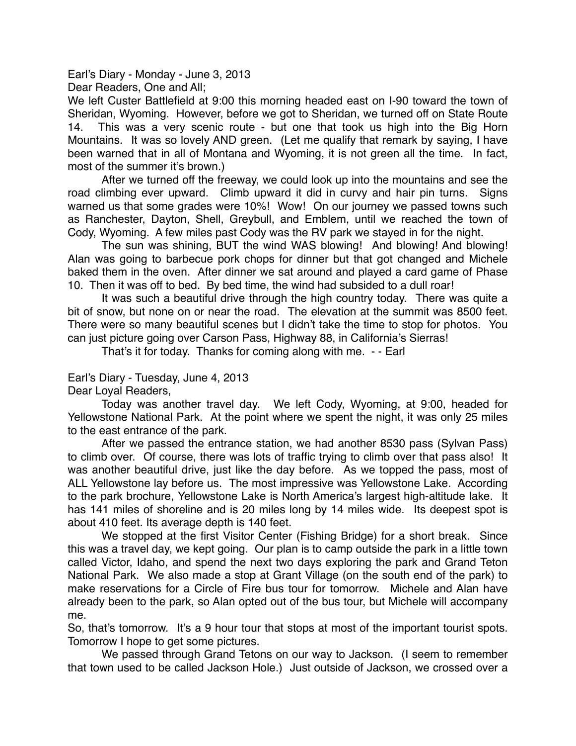Earl's Diary - Monday - June 3, 2013

Dear Readers, One and All;

We left Custer Battlefield at 9:00 this morning headed east on I-90 toward the town of Sheridan, Wyoming. However, before we got to Sheridan, we turned off on State Route 14. This was a very scenic route - but one that took us high into the Big Horn Mountains. It was so lovely AND green. (Let me qualify that remark by saying, I have been warned that in all of Montana and Wyoming, it is not green all the time. In fact, most of the summer it's brown.)

After we turned off the freeway, we could look up into the mountains and see the road climbing ever upward. Climb upward it did in curvy and hair pin turns. Signs warned us that some grades were 10%! Wow! On our journey we passed towns such as Ranchester, Dayton, Shell, Greybull, and Emblem, until we reached the town of Cody, Wyoming. A few miles past Cody was the RV park we stayed in for the night.

The sun was shining, BUT the wind WAS blowing! And blowing! And blowing! Alan was going to barbecue pork chops for dinner but that got changed and Michele baked them in the oven. After dinner we sat around and played a card game of Phase 10. Then it was off to bed. By bed time, the wind had subsided to a dull roar!

It was such a beautiful drive through the high country today. There was quite a bit of snow, but none on or near the road. The elevation at the summit was 8500 feet. There were so many beautiful scenes but I didn't take the time to stop for photos. You can just picture going over Carson Pass, Highway 88, in California's Sierras!

That's it for today. Thanks for coming along with me. - - Earl

Earl's Diary - Tuesday, June 4, 2013

Dear Loyal Readers,

Today was another travel day. We left Cody, Wyoming, at 9:00, headed for Yellowstone National Park. At the point where we spent the night, it was only 25 miles to the east entrance of the park.

After we passed the entrance station, we had another 8530 pass (Sylvan Pass) to climb over. Of course, there was lots of traffic trying to climb over that pass also! It was another beautiful drive, just like the day before. As we topped the pass, most of ALL Yellowstone lay before us. The most impressive was Yellowstone Lake. According to the park brochure, Yellowstone Lake is North America's largest high-altitude lake. It has 141 miles of shoreline and is 20 miles long by 14 miles wide. Its deepest spot is about 410 feet. Its average depth is 140 feet.

We stopped at the first Visitor Center (Fishing Bridge) for a short break. Since this was a travel day, we kept going. Our plan is to camp outside the park in a little town called Victor, Idaho, and spend the next two days exploring the park and Grand Teton National Park. We also made a stop at Grant Village (on the south end of the park) to make reservations for a Circle of Fire bus tour for tomorrow. Michele and Alan have already been to the park, so Alan opted out of the bus tour, but Michele will accompany me.

So, that's tomorrow. It's a 9 hour tour that stops at most of the important tourist spots. Tomorrow I hope to get some pictures.

We passed through Grand Tetons on our way to Jackson. (I seem to remember that town used to be called Jackson Hole.) Just outside of Jackson, we crossed over a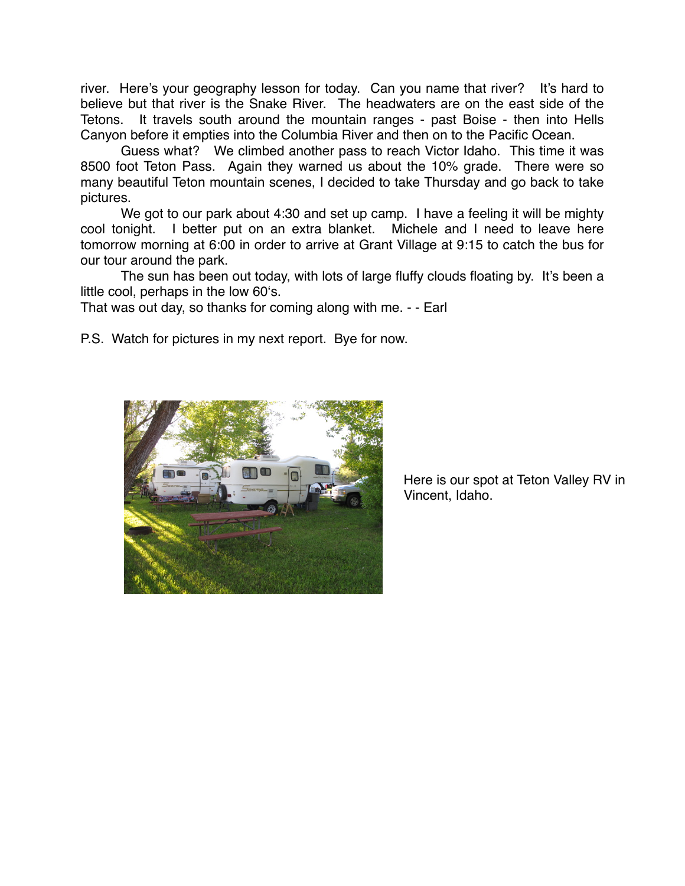river. Here's your geography lesson for today. Can you name that river? It's hard to believe but that river is the Snake River. The headwaters are on the east side of the Tetons. It travels south around the mountain ranges - past Boise - then into Hells Canyon before it empties into the Columbia River and then on to the Pacific Ocean.

Guess what? We climbed another pass to reach Victor Idaho. This time it was 8500 foot Teton Pass. Again they warned us about the 10% grade. There were so many beautiful Teton mountain scenes, I decided to take Thursday and go back to take pictures.

We got to our park about 4:30 and set up camp. I have a feeling it will be mighty cool tonight. I better put on an extra blanket. Michele and I need to leave here tomorrow morning at 6:00 in order to arrive at Grant Village at 9:15 to catch the bus for our tour around the park.

The sun has been out today, with lots of large fluffy clouds floating by. It's been a little cool, perhaps in the low 60's.

That was out day, so thanks for coming along with me. - - Earl

P.S. Watch for pictures in my next report. Bye for now.

Here is our spot at Teton Valley RV in Vincent, Idaho.